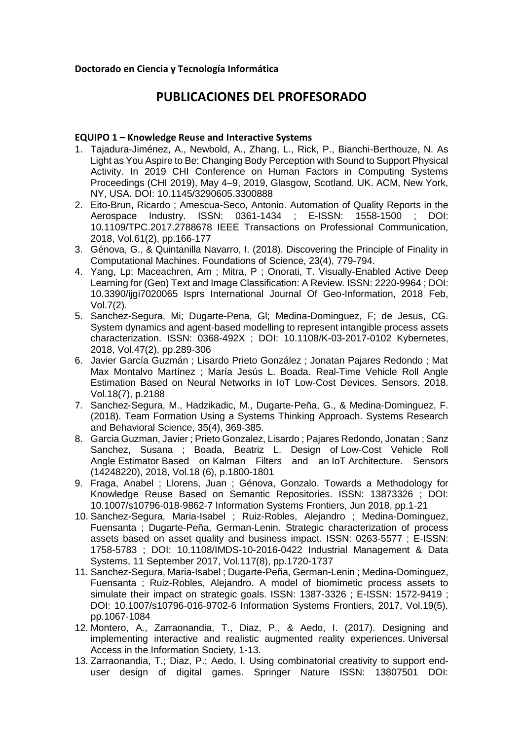**Doctorado en Ciencia y Tecnología Informática**

# PUBLICACIONES DEL PROFESORADO

**EQUIPO 1 – Knowledge Reuse and Interactive Systems**

1. Tajadura-Jiménez, A., Newbold, A., Zhang, L., Rick, P., Bianchi-Berthouze, N. As Light as You Aspire to Be: Changing Body Perception with Sound to Support Physical Activity. In 2019 CHI Conference on Human Factors in Computing Systems Proceedings (CHI 2019), May 4–9, 2019, Glasgow, Scotland, UK. ACM, New York, NY, USA. DOI: 10.1145/3290605.3300888
2. Eito-Brun, Ricardo ; Amescua-Seco, Antonio. Automation of Quality Reports in the Aerospace Industry. ISSN: 0361-1434 ; E-ISSN: 1558-1500 ; DOI: 10.1109/TPC.2017.2788678 IEEE Transactions on Professional Communication, 2018, Vol.61(2), pp.166-177
3. Génova, G., & Quintanilla Navarro, I. (2018). Discovering the Principle of Finality in Computational Machines. Foundations of Science, 23(4), 779-794.
4. Yang, Lp; Maceachren, Am ; Mitra, P ; Onorati, T. Visually-Enabled Active Deep Learning for (Geo) Text and Image Classification: A Review. ISSN: 2220-9964 ; DOI: 10.3390/ijgi7020065 Isprs International Journal Of Geo-Information, 2018 Feb, Vol.7(2).
5. Sanchez-Segura, Mi; Dugarte-Pena, Gl; Medina-Dominguez, F; de Jesus, CG. System dynamics and agent-based modelling to represent intangible process assets characterization. ISSN: 0368-492X ; DOI: 10.1108/K-03-2017-0102 Kybernetes, 2018, Vol.47(2), pp.289-306
6. Javier García Guzmán ; Lisardo Prieto González ; Jonatan Pajares Redondo ; Mat Max Montalvo Martínez ; María Jesús L. Boada. Real-Time Vehicle Roll Angle Estimation Based on Neural Networks in IoT Low-Cost Devices. Sensors. 2018. Vol.18(7), p.2188
7. Sanchez-Segura, M., Hadzikadic, M., Dugarte-Peña, G., & Medina-Dominguez, F. (2018). Team Formation Using a Systems Thinking Approach. Systems Research and Behavioral Science, 35(4), 369-385.
8. Garcia Guzman, Javier ; Prieto Gonzalez, Lisardo ; Pajares Redondo, Jonatan ; Sanz Sanchez, Susana ; Boada, Beatriz L. Design of Low-Cost Vehicle Roll Angle Estimator Based on Kalman Filters and an IoT Architecture. Sensors (14248220), 2018, Vol.18 (6), p.1800-1801
9. Fraga, Anabel ; Llorens, Juan ; Génova, Gonzalo. Towards a Methodology for Knowledge Reuse Based on Semantic Repositories. ISSN: 13873326 ; DOI: 10.1007/s10796-018-9862-7 Information Systems Frontiers, Jun 2018, pp.1-21
10. Sanchez-Segura, Maria-Isabel ; Ruiz-Robles, Alejandro ; Medina-Dominguez, Fuensanta ; Dugarte-Peña, German-Lenin. Strategic characterization of process assets based on asset quality and business impact. ISSN: 0263-5577 ; E-ISSN: 1758-5783 ; DOI: 10.1108/IMDS-10-2016-0422 Industrial Management & Data Systems, 11 September 2017, Vol.117(8), pp.1720-1737
11. Sanchez-Segura, Maria-Isabel ; Dugarte-Peña, German-Lenin ; Medina-Dominguez, Fuensanta ; Ruiz-Robles, Alejandro. A model of biomimetic process assets to simulate their impact on strategic goals. ISSN: 1387-3326 ; E-ISSN: 1572-9419 ; DOI: 10.1007/s10796-016-9702-6 Information Systems Frontiers, 2017, Vol.19(5), pp.1067-1084
12. Montero, A., Zarraonandia, T., Diaz, P., & Aedo, I. (2017). Designing and implementing interactive and realistic augmented reality experiences. Universal Access in the Information Society, 1-13.
13. Zarraonandia, T.; Diaz, P.; Aedo, I. Using combinatorial creativity to support end-user design of digital games. Springer Nature ISSN: 13807501 DOI: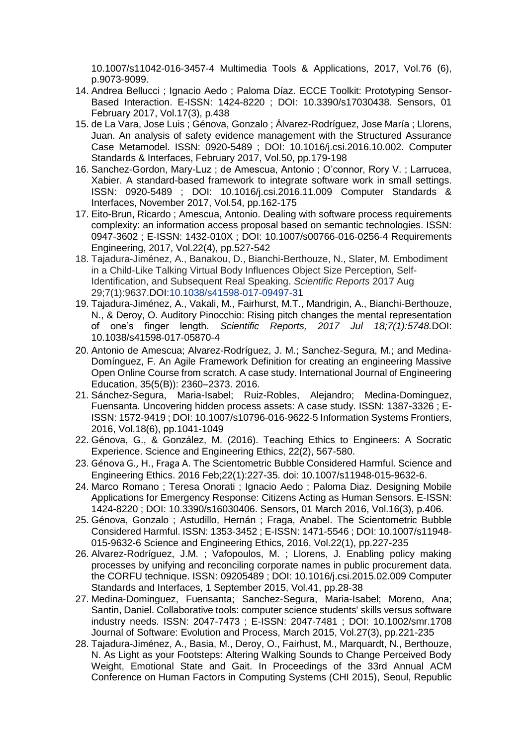10.1007/s11042-016-3457-4 Multimedia Tools & Applications, 2017, Vol.76 (6), p.9073-9099.

14. Andrea Bellucci ; Ignacio Aedo ; Paloma Díaz. ECCE Toolkit: Prototyping Sensor-Based Interaction. E-ISSN: 1424-8220 ; DOI: 10.3390/s17030438. Sensors, 01 February 2017, Vol.17(3), p.438
15. de La Vara, Jose Luis ; Génova, Gonzalo ; Álvarez-Rodríguez, Jose María ; Llorens, Juan. An analysis of safety evidence management with the Structured Assurance Case Metamodel. ISSN: 0920-5489 ; DOI: 10.1016/j.csi.2016.10.002. Computer Standards & Interfaces, February 2017, Vol.50, pp.179-198
16. Sanchez-Gordon, Mary-Luz ; de Amescua, Antonio ; O'connor, Rory V. ; Larrucea, Xabier. A standard-based framework to integrate software work in small settings. ISSN: 0920-5489 ; DOI: 10.1016/j.csi.2016.11.009 Computer Standards & Interfaces, November 2017, Vol.54, pp.162-175
17. Eito-Brun, Ricardo ; Amescua, Antonio. Dealing with software process requirements complexity: an information access proposal based on semantic technologies. ISSN: 0947-3602 ; E-ISSN: 1432-010X ; DOI: 10.1007/s00766-016-0256-4 Requirements Engineering, 2017, Vol.22(4), pp.527-542
18. Tajadura-Jiménez, A., Banakou, D., Bianchi-Berthouze, N., Slater, M. Embodiment in a Child-Like Talking Virtual Body Influences Object Size Perception, Self-Identification, and Subsequent Real Speaking. *Scientific Reports* 2017 Aug 29;7(1):9637.DOI:10.1038/s41598-017-09497-31
19. Tajadura-Jiménez, A., Vakali, M., Fairhurst, M.T., Mandrigin, A., Bianchi-Berthouze, N., & Deroy, O. Auditory Pinocchio: Rising pitch changes the mental representation of one's finger length. *Scientific Reports, 2017 Jul 18;7(1):5748.*DOI: 10.1038/s41598-017-05870-4
20. Antonio de Amescua; Alvarez-Rodríguez, J. M.; Sanchez-Segura, M.; and Medina-Domínguez, F. An Agile Framework Definition for creating an engineering Massive Open Online Course from scratch. A case study. International Journal of Engineering Education, 35(5(B)): 2360–2373. 2016.
21. Sánchez-Segura, Maria-Isabel; Ruiz-Robles, Alejandro; Medina-Dominguez, Fuensanta. Uncovering hidden process assets: A case study. ISSN: 1387-3326 ; E-ISSN: 1572-9419 ; DOI: 10.1007/s10796-016-9622-5 Information Systems Frontiers, 2016, Vol.18(6), pp.1041-1049
22. Génova, G., & González, M. (2016). Teaching Ethics to Engineers: A Socratic Experience. Science and Engineering Ethics, 22(2), 567-580.
23. Génova G., H., Fraga A. The Scientometric Bubble Considered Harmful. Science and Engineering Ethics. 2016 Feb;22(1):227-35. doi: 10.1007/s11948-015-9632-6.
24. Marco Romano ; Teresa Onorati ; Ignacio Aedo ; Paloma Diaz. Designing Mobile Applications for Emergency Response: Citizens Acting as Human Sensors. E-ISSN: 1424-8220 ; DOI: 10.3390/s16030406. Sensors, 01 March 2016, Vol.16(3), p.406.
25. Génova, Gonzalo ; Astudillo, Hernán ; Fraga, Anabel. The Scientometric Bubble Considered Harmful. ISSN: 1353-3452 ; E-ISSN: 1471-5546 ; DOI: 10.1007/s11948-015-9632-6 Science and Engineering Ethics, 2016, Vol.22(1), pp.227-235
26. Alvarez-Rodríguez, J.M. ; Vafopoulos, M. ; Llorens, J. Enabling policy making processes by unifying and reconciling corporate names in public procurement data. the CORFU technique. ISSN: 09205489 ; DOI: 10.1016/j.csi.2015.02.009 Computer Standards and Interfaces, 1 September 2015, Vol.41, pp.28-38
27. Medina-Dominguez, Fuensanta; Sanchez-Segura, Maria-Isabel; Moreno, Ana; Santin, Daniel. Collaborative tools: computer science students' skills versus software industry needs. ISSN: 2047-7473 ; E-ISSN: 2047-7481 ; DOI: 10.1002/smr.1708 Journal of Software: Evolution and Process, March 2015, Vol.27(3), pp.221-235
28. Tajadura-Jiménez, A., Basia, M., Deroy, O., Fairhust, M., Marquardt, N., Berthouze, N. As Light as your Footsteps: Altering Walking Sounds to Change Perceived Body Weight, Emotional State and Gait. In Proceedings of the 33rd Annual ACM Conference on Human Factors in Computing Systems (CHI 2015), Seoul, Republic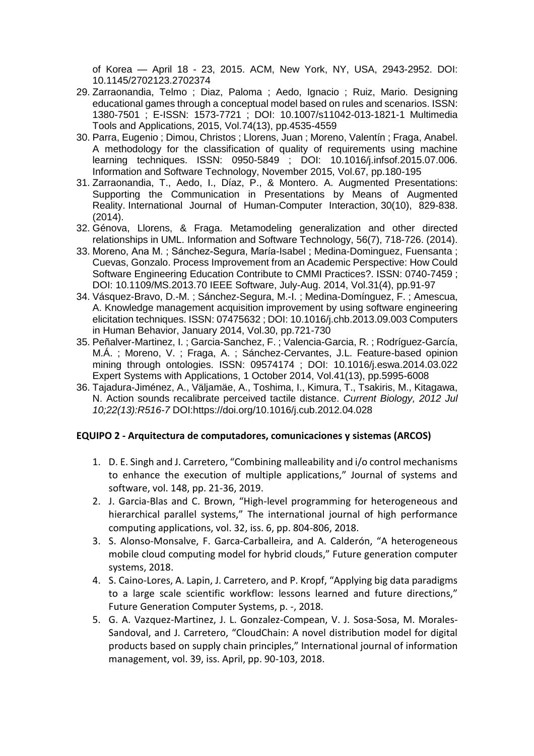of Korea — April 18 - 23, 2015. ACM, New York, NY, USA, 2943-2952. DOI: 10.1145/2702123.2702374

29. Zarraonandia, Telmo ; Diaz, Paloma ; Aedo, Ignacio ; Ruiz, Mario. Designing educational games through a conceptual model based on rules and scenarios. ISSN: 1380-7501 ; E-ISSN: 1573-7721 ; DOI: 10.1007/s11042-013-1821-1 Multimedia Tools and Applications, 2015, Vol.74(13), pp.4535-4559
30. Parra, Eugenio ; Dimou, Christos ; Llorens, Juan ; Moreno, Valentín ; Fraga, Anabel. A methodology for the classification of quality of requirements using machine learning techniques. ISSN: 0950-5849 ; DOI: 10.1016/j.infsof.2015.07.006. Information and Software Technology, November 2015, Vol.67, pp.180-195
31. Zarraonandia, T., Aedo, I., Díaz, P., & Montero. A. Augmented Presentations: Supporting the Communication in Presentations by Means of Augmented Reality. International Journal of Human-Computer Interaction, 30(10), 829-838. (2014).
32. Génova, Llorens, & Fraga. Metamodeling generalization and other directed relationships in UML. Information and Software Technology, 56(7), 718-726. (2014).
33. Moreno, Ana M. ; Sánchez-Segura, María-Isabel ; Medina-Dominguez, Fuensanta ; Cuevas, Gonzalo. Process Improvement from an Academic Perspective: How Could Software Engineering Education Contribute to CMMI Practices?. ISSN: 0740-7459 ; DOI: 10.1109/MS.2013.70 IEEE Software, July-Aug. 2014, Vol.31(4), pp.91-97
34. Vásquez-Bravo, D.-M. ; Sánchez-Segura, M.-I. ; Medina-Domínguez, F. ; Amescua, A. Knowledge management acquisition improvement by using software engineering elicitation techniques. ISSN: 07475632 ; DOI: 10.1016/j.chb.2013.09.003 Computers in Human Behavior, January 2014, Vol.30, pp.721-730
35. Peñalver-Martinez, I. ; Garcia-Sanchez, F. ; Valencia-Garcia, R. ; Rodríguez-García, M.Á. ; Moreno, V. ; Fraga, A. ; Sánchez-Cervantes, J.L. Feature-based opinion mining through ontologies. ISSN: 09574174 ; DOI: 10.1016/j.eswa.2014.03.022 Expert Systems with Applications, 1 October 2014, Vol.41(13), pp.5995-6008
36. Tajadura-Jiménez, A., Väljamäe, A., Toshima, I., Kimura, T., Tsakiris, M., Kitagawa, N. Action sounds recalibrate perceived tactile distance. *Current Biology, 2012 Jul 10;22(13):R516-7* DOI:https://doi.org/10.1016/j.cub.2012.04.028

**EQUIPO 2 - Arquitectura de computadores, comunicaciones y sistemas (ARCOS)**

1. D. E. Singh and J. Carretero, "Combining malleability and i/o control mechanisms to enhance the execution of multiple applications," Journal of systems and software, vol. 148, pp. 21-36, 2019.
2. J. Garcia-Blas and C. Brown, "High-level programming for heterogeneous and hierarchical parallel systems," The international journal of high performance computing applications, vol. 32, iss. 6, pp. 804-806, 2018.
3. S. Alonso-Monsalve, F. Garca-Carballeira, and A. Calderón, "A heterogeneous mobile cloud computing model for hybrid clouds," Future generation computer systems, 2018.
4. S. Caino-Lores, A. Lapin, J. Carretero, and P. Kropf, "Applying big data paradigms to a large scale scientific workflow: lessons learned and future directions," Future Generation Computer Systems, p. -, 2018.
5. G. A. Vazquez-Martinez, J. L. Gonzalez-Compean, V. J. Sosa-Sosa, M. Morales-Sandoval, and J. Carretero, "CloudChain: A novel distribution model for digital products based on supply chain principles," International journal of information management, vol. 39, iss. April, pp. 90-103, 2018.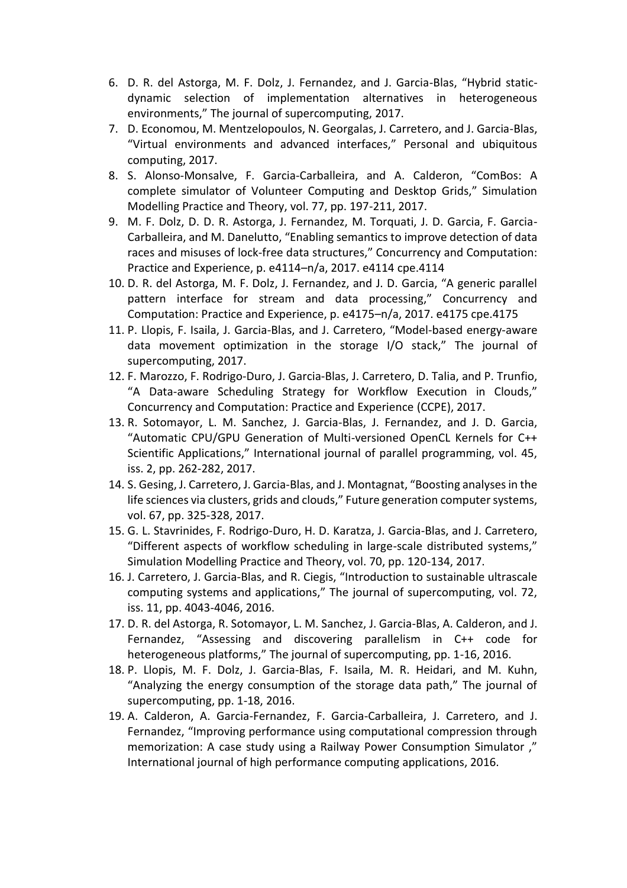6. D. R. del Astorga, M. F. Dolz, J. Fernandez, and J. Garcia-Blas, "Hybrid static-dynamic selection of implementation alternatives in heterogeneous environments," The journal of supercomputing, 2017.
7. D. Economou, M. Mentzelopoulos, N. Georgalas, J. Carretero, and J. Garcia-Blas, "Virtual environments and advanced interfaces," Personal and ubiquitous computing, 2017.
8. S. Alonso-Monsalve, F. Garcia-Carballeira, and A. Calderon, "ComBos: A complete simulator of Volunteer Computing and Desktop Grids," Simulation Modelling Practice and Theory, vol. 77, pp. 197-211, 2017.
9. M. F. Dolz, D. D. R. Astorga, J. Fernandez, M. Torquati, J. D. Garcia, F. Garcia-Carballeira, and M. Danelutto, "Enabling semantics to improve detection of data races and misuses of lock-free data structures," Concurrency and Computation: Practice and Experience, p. e4114–n/a, 2017. e4114 cpe.4114
10. D. R. del Astorga, M. F. Dolz, J. Fernandez, and J. D. Garcia, "A generic parallel pattern interface for stream and data processing," Concurrency and Computation: Practice and Experience, p. e4175–n/a, 2017. e4175 cpe.4175
11. P. Llopis, F. Isaila, J. Garcia-Blas, and J. Carretero, "Model-based energy-aware data movement optimization in the storage I/O stack," The journal of supercomputing, 2017.
12. F. Marozzo, F. Rodrigo-Duro, J. Garcia-Blas, J. Carretero, D. Talia, and P. Trunfio, "A Data-aware Scheduling Strategy for Workflow Execution in Clouds," Concurrency and Computation: Practice and Experience (CCPE), 2017.
13. R. Sotomayor, L. M. Sanchez, J. Garcia-Blas, J. Fernandez, and J. D. Garcia, "Automatic CPU/GPU Generation of Multi-versioned OpenCL Kernels for C++ Scientific Applications," International journal of parallel programming, vol. 45, iss. 2, pp. 262-282, 2017.
14. S. Gesing, J. Carretero, J. Garcia-Blas, and J. Montagnat, "Boosting analyses in the life sciences via clusters, grids and clouds," Future generation computer systems, vol. 67, pp. 325-328, 2017.
15. G. L. Stavrinides, F. Rodrigo-Duro, H. D. Karatza, J. Garcia-Blas, and J. Carretero, "Different aspects of workflow scheduling in large-scale distributed systems," Simulation Modelling Practice and Theory, vol. 70, pp. 120-134, 2017.
16. J. Carretero, J. Garcia-Blas, and R. Ciegis, "Introduction to sustainable ultrascale computing systems and applications," The journal of supercomputing, vol. 72, iss. 11, pp. 4043-4046, 2016.
17. D. R. del Astorga, R. Sotomayor, L. M. Sanchez, J. Garcia-Blas, A. Calderon, and J. Fernandez, "Assessing and discovering parallelism in C++ code for heterogeneous platforms," The journal of supercomputing, pp. 1-16, 2016.
18. P. Llopis, M. F. Dolz, J. Garcia-Blas, F. Isaila, M. R. Heidari, and M. Kuhn, "Analyzing the energy consumption of the storage data path," The journal of supercomputing, pp. 1-18, 2016.
19. A. Calderon, A. Garcia-Fernandez, F. Garcia-Carballeira, J. Carretero, and J. Fernandez, "Improving performance using computational compression through memorization: A case study using a Railway Power Consumption Simulator ," International journal of high performance computing applications, 2016.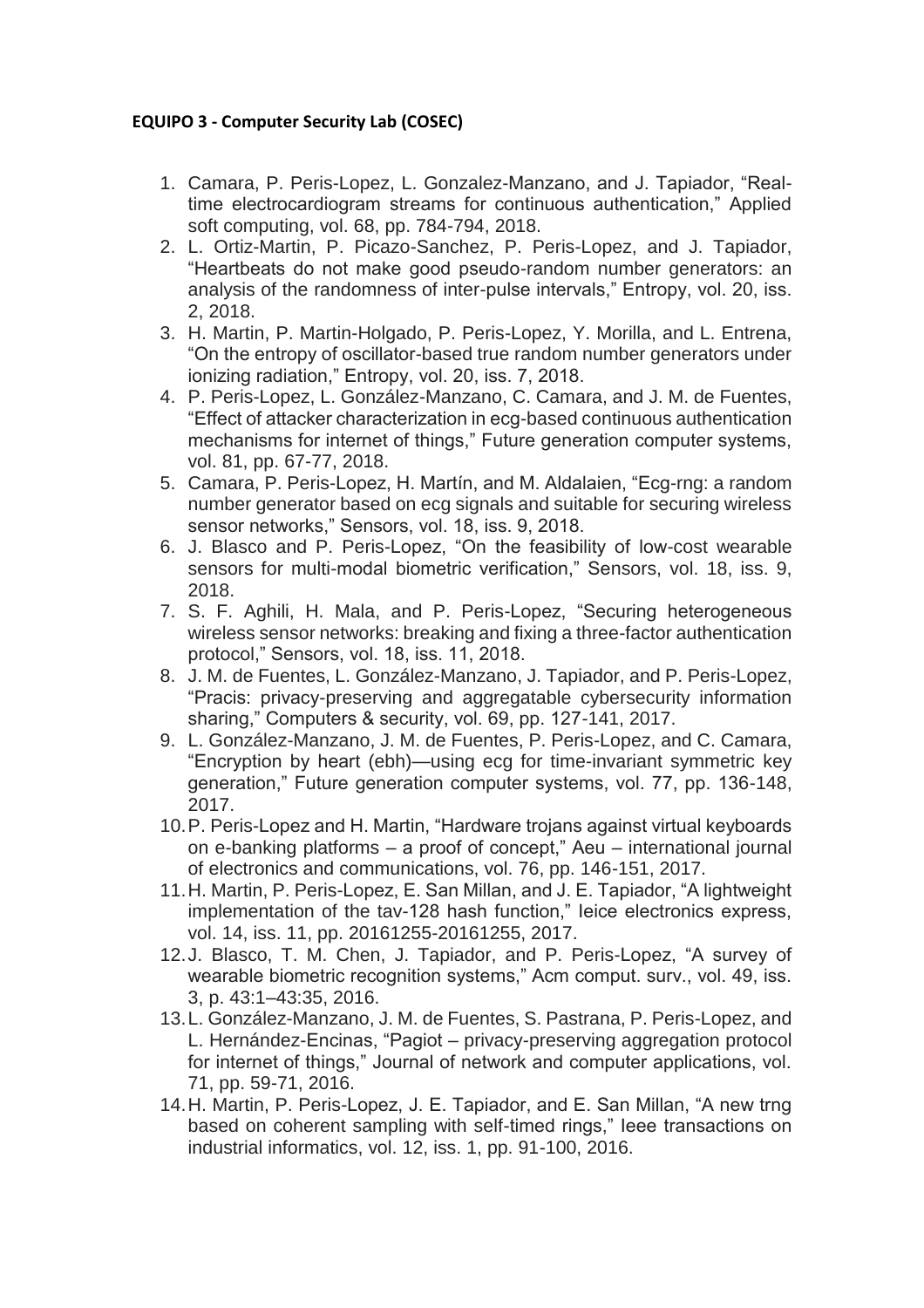**EQUIPO 3 - Computer Security Lab (COSEC)**

1. Camara, P. Peris-Lopez, L. Gonzalez-Manzano, and J. Tapiador, “Real-time electrocardiogram streams for continuous authentication,” Applied soft computing, vol. 68, pp. 784-794, 2018.
2. L. Ortiz-Martin, P. Picazo-Sanchez, P. Peris-Lopez, and J. Tapiador, “Heartbeats do not make good pseudo-random number generators: an analysis of the randomness of inter-pulse intervals,” Entropy, vol. 20, iss. 2, 2018.
3. H. Martin, P. Martin-Holgado, P. Peris-Lopez, Y. Morilla, and L. Entrena, “On the entropy of oscillator-based true random number generators under ionizing radiation,” Entropy, vol. 20, iss. 7, 2018.
4. P. Peris-Lopez, L. González-Manzano, C. Camara, and J. M. de Fuentes, “Effect of attacker characterization in ecg-based continuous authentication mechanisms for internet of things,” Future generation computer systems, vol. 81, pp. 67-77, 2018.
5. Camara, P. Peris-Lopez, H. Martín, and M. Aldalaien, “Ecg-rng: a random number generator based on ecg signals and suitable for securing wireless sensor networks,” Sensors, vol. 18, iss. 9, 2018.
6. J. Blasco and P. Peris-Lopez, “On the feasibility of low-cost wearable sensors for multi-modal biometric verification,” Sensors, vol. 18, iss. 9, 2018.
7. S. F. Aghili, H. Mala, and P. Peris-Lopez, “Securing heterogeneous wireless sensor networks: breaking and fixing a three-factor authentication protocol,” Sensors, vol. 18, iss. 11, 2018.
8. J. M. de Fuentes, L. González-Manzano, J. Tapiador, and P. Peris-Lopez, “Pracis: privacy-preserving and aggregatable cybersecurity information sharing,” Computers & security, vol. 69, pp. 127-141, 2017.
9. L. González-Manzano, J. M. de Fuentes, P. Peris-Lopez, and C. Camara, “Encryption by heart (ebh)—using ecg for time-invariant symmetric key generation,” Future generation computer systems, vol. 77, pp. 136-148, 2017.
10. P. Peris-Lopez and H. Martin, “Hardware trojans against virtual keyboards on e-banking platforms – a proof of concept,” Aeu – international journal of electronics and communications, vol. 76, pp. 146-151, 2017.
11. H. Martin, P. Peris-Lopez, E. San Millan, and J. E. Tapiador, “A lightweight implementation of the tav-128 hash function,” Ieice electronics express, vol. 14, iss. 11, pp. 20161255-20161255, 2017.
12. J. Blasco, T. M. Chen, J. Tapiador, and P. Peris-Lopez, “A survey of wearable biometric recognition systems,” Acm comput. surv., vol. 49, iss. 3, p. 43:1–43:35, 2016.
13. L. González-Manzano, J. M. de Fuentes, S. Pastrana, P. Peris-Lopez, and L. Hernández-Encinas, “Pagiot – privacy-preserving aggregation protocol for internet of things,” Journal of network and computer applications, vol. 71, pp. 59-71, 2016.
14. H. Martin, P. Peris-Lopez, J. E. Tapiador, and E. San Millan, “A new trng based on coherent sampling with self-timed rings,” Ieee transactions on industrial informatics, vol. 12, iss. 1, pp. 91-100, 2016.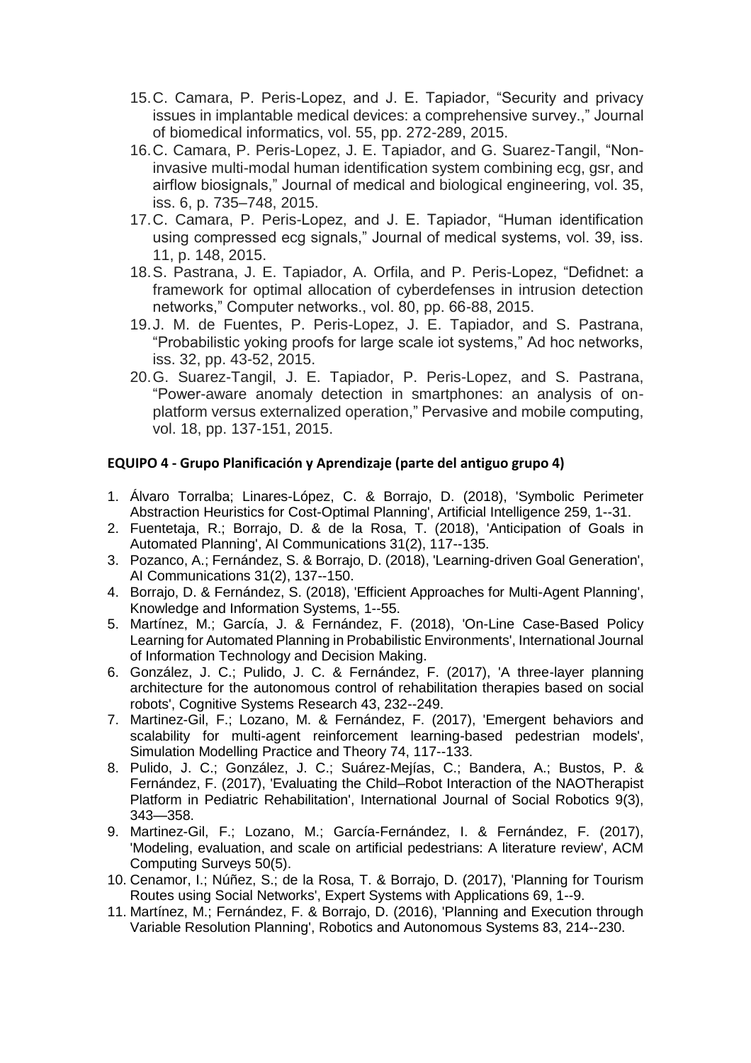15. C. Camara, P. Peris-Lopez, and J. E. Tapiador, "Security and privacy issues in implantable medical devices: a comprehensive survey.," Journal of biomedical informatics, vol. 55, pp. 272-289, 2015.
16. C. Camara, P. Peris-Lopez, J. E. Tapiador, and G. Suarez-Tangil, "Non-invasive multi-modal human identification system combining ecg, gsr, and airflow biosignals," Journal of medical and biological engineering, vol. 35, iss. 6, p. 735–748, 2015.
17. C. Camara, P. Peris-Lopez, and J. E. Tapiador, "Human identification using compressed ecg signals," Journal of medical systems, vol. 39, iss. 11, p. 148, 2015.
18. S. Pastrana, J. E. Tapiador, A. Orfila, and P. Peris-Lopez, "Defidnet: a framework for optimal allocation of cyberdefenses in intrusion detection networks," Computer networks., vol. 80, pp. 66-88, 2015.
19. J. M. de Fuentes, P. Peris-Lopez, J. E. Tapiador, and S. Pastrana, "Probabilistic yoking proofs for large scale iot systems," Ad hoc networks, iss. 32, pp. 43-52, 2015.
20. G. Suarez-Tangil, J. E. Tapiador, P. Peris-Lopez, and S. Pastrana, "Power-aware anomaly detection in smartphones: an analysis of on-platform versus externalized operation," Pervasive and mobile computing, vol. 18, pp. 137-151, 2015.

**EQUIPO 4 - Grupo Planificación y Aprendizaje (parte del antiguo grupo 4)**

1. Álvaro Torralba; Linares-López, C. & Borrajo, D. (2018), 'Symbolic Perimeter Abstraction Heuristics for Cost-Optimal Planning', Artificial Intelligence 259, 1--31.
2. Fuentetaja, R.; Borrajo, D. & de la Rosa, T. (2018), 'Anticipation of Goals in Automated Planning', AI Communications 31(2), 117--135.
3. Pozanco, A.; Fernández, S. & Borrajo, D. (2018), 'Learning-driven Goal Generation', AI Communications 31(2), 137--150.
4. Borrajo, D. & Fernández, S. (2018), 'Efficient Approaches for Multi-Agent Planning', Knowledge and Information Systems, 1--55.
5. Martínez, M.; García, J. & Fernández, F. (2018), 'On-Line Case-Based Policy Learning for Automated Planning in Probabilistic Environments', International Journal of Information Technology and Decision Making.
6. González, J. C.; Pulido, J. C. & Fernández, F. (2017), 'A three-layer planning architecture for the autonomous control of rehabilitation therapies based on social robots', Cognitive Systems Research 43, 232--249.
7. Martinez-Gil, F.; Lozano, M. & Fernández, F. (2017), 'Emergent behaviors and scalability for multi-agent reinforcement learning-based pedestrian models', Simulation Modelling Practice and Theory 74, 117--133.
8. Pulido, J. C.; González, J. C.; Suárez-Mejías, C.; Bandera, A.; Bustos, P. & Fernández, F. (2017), 'Evaluating the Child–Robot Interaction of the NAOTherapist Platform in Pediatric Rehabilitation', International Journal of Social Robotics 9(3), 343—358.
9. Martinez-Gil, F.; Lozano, M.; García-Fernández, I. & Fernández, F. (2017), 'Modeling, evaluation, and scale on artificial pedestrians: A literature review', ACM Computing Surveys 50(5).
10. Cenamor, I.; Núñez, S.; de la Rosa, T. & Borrajo, D. (2017), 'Planning for Tourism Routes using Social Networks', Expert Systems with Applications 69, 1--9.
11. Martínez, M.; Fernández, F. & Borrajo, D. (2016), 'Planning and Execution through Variable Resolution Planning', Robotics and Autonomous Systems 83, 214--230.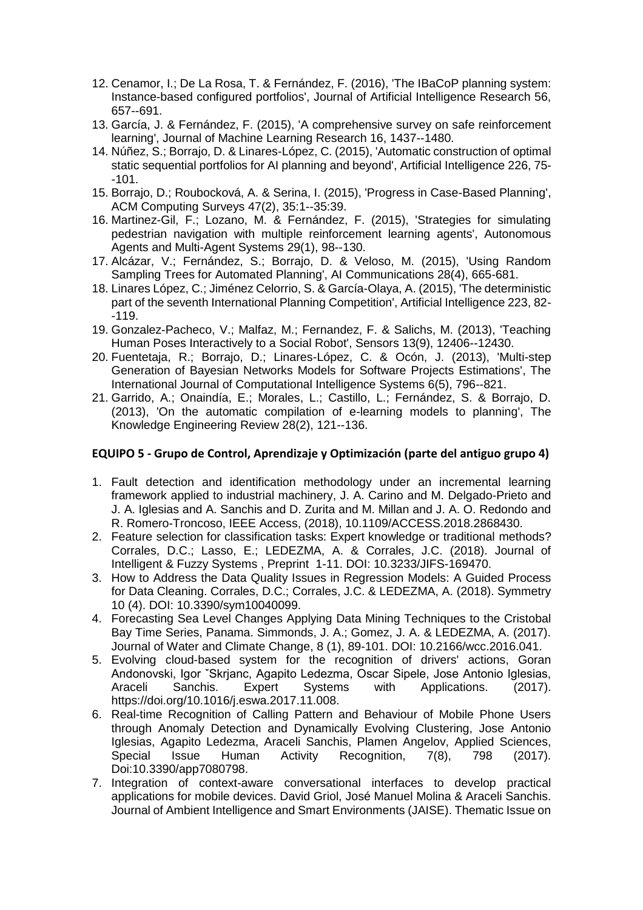12. Cenamor, I.; De La Rosa, T. & Fernández, F. (2016), 'The IBaCoP planning system: Instance-based configured portfolios', Journal of Artificial Intelligence Research 56, 657--691.
13. García, J. & Fernández, F. (2015), 'A comprehensive survey on safe reinforcement learning', Journal of Machine Learning Research 16, 1437--1480.
14. Núñez, S.; Borrajo, D. & Linares-López, C. (2015), 'Automatic construction of optimal static sequential portfolios for AI planning and beyond', Artificial Intelligence 226, 75--101.
15. Borrajo, D.; Roubocková, A. & Serina, I. (2015), 'Progress in Case-Based Planning', ACM Computing Surveys 47(2), 35:1--35:39.
16. Martinez-Gil, F.; Lozano, M. & Fernández, F. (2015), 'Strategies for simulating pedestrian navigation with multiple reinforcement learning agents', Autonomous Agents and Multi-Agent Systems 29(1), 98--130.
17. Alcázar, V.; Fernández, S.; Borrajo, D. & Veloso, M. (2015), 'Using Random Sampling Trees for Automated Planning', AI Communications 28(4), 665-681.
18. Linares López, C.; Jiménez Celorrio, S. & García-Olaya, A. (2015), 'The deterministic part of the seventh International Planning Competition', Artificial Intelligence 223, 82--119.
19. Gonzalez-Pacheco, V.; Malfaz, M.; Fernandez, F. & Salichs, M. (2013), 'Teaching Human Poses Interactively to a Social Robot', Sensors 13(9), 12406--12430.
20. Fuentetaja, R.; Borrajo, D.; Linares-López, C. & Ocón, J. (2013), 'Multi-step Generation of Bayesian Networks Models for Software Projects Estimations', The International Journal of Computational Intelligence Systems 6(5), 796--821.
21. Garrido, A.; Onaindía, E.; Morales, L.; Castillo, L.; Fernández, S. & Borrajo, D. (2013), 'On the automatic compilation of e-learning models to planning', The Knowledge Engineering Review 28(2), 121--136.

### EQUIPO 5 - Grupo de Control, Aprendizaje y Optimización (parte del antiguo grupo 4)

1. Fault detection and identification methodology under an incremental learning framework applied to industrial machinery, J. A. Carino and M. Delgado-Prieto and J. A. Iglesias and A. Sanchis and D. Zurita and M. Millan and J. A. O. Redondo and R. Romero-Troncoso, IEEE Access, (2018), 10.1109/ACCESS.2018.2868430.
2. Feature selection for classification tasks: Expert knowledge or traditional methods? Corrales, D.C.; Lasso, E.; LEDEZMA, A. & Corrales, J.C. (2018). Journal of Intelligent & Fuzzy Systems , Preprint 1-11. DOI: 10.3233/JIFS-169470.
3. How to Address the Data Quality Issues in Regression Models: A Guided Process for Data Cleaning. Corrales, D.C.; Corrales, J.C. & LEDEZMA, A. (2018). Symmetry 10 (4). DOI: 10.3390/sym10040099.
4. Forecasting Sea Level Changes Applying Data Mining Techniques to the Cristobal Bay Time Series, Panama. Simmonds, J. A.; Gomez, J. A. & LEDEZMA, A. (2017). Journal of Water and Climate Change, 8 (1), 89-101. DOI: 10.2166/wcc.2016.041.
5. Evolving cloud-based system for the recognition of drivers' actions, Goran Andonovski, Igor ˇSkrjanc, Agapito Ledezma, Oscar Sipele, Jose Antonio Iglesias, Araceli Sanchis. Expert Systems with Applications. (2017). https://doi.org/10.1016/j.eswa.2017.11.008.
6. Real-time Recognition of Calling Pattern and Behaviour of Mobile Phone Users through Anomaly Detection and Dynamically Evolving Clustering, Jose Antonio Iglesias, Agapito Ledezma, Araceli Sanchis, Plamen Angelov, Applied Sciences, Special Issue Human Activity Recognition, 7(8), 798 (2017). Doi:10.3390/app7080798.
7. Integration of context-aware conversational interfaces to develop practical applications for mobile devices. David Griol, José Manuel Molina & Araceli Sanchis. Journal of Ambient Intelligence and Smart Environments (JAISE). Thematic Issue on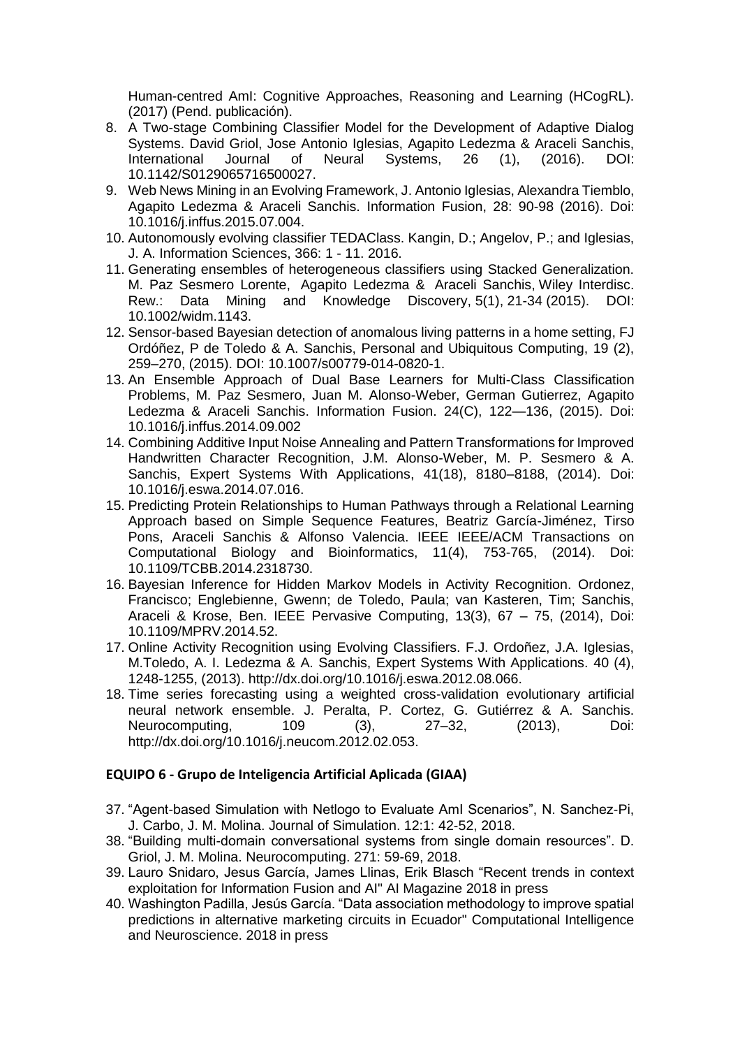Human-centred AmI: Cognitive Approaches, Reasoning and Learning (HCogRL). (2017) (Pend. publicación).

8. A Two-stage Combining Classifier Model for the Development of Adaptive Dialog Systems. David Griol, Jose Antonio Iglesias, Agapito Ledezma & Araceli Sanchis, International Journal of Neural Systems, 26 (1), (2016). DOI: 10.1142/S0129065716500027.
9. Web News Mining in an Evolving Framework, J. Antonio Iglesias, Alexandra Tiemblo, Agapito Ledezma & Araceli Sanchis. Information Fusion, 28: 90-98 (2016). Doi: 10.1016/j.inffus.2015.07.004.
10. Autonomously evolving classifier TEDAClass. Kangin, D.; Angelov, P.; and Iglesias, J. A. Information Sciences, 366: 1 - 11. 2016.
11. Generating ensembles of heterogeneous classifiers using Stacked Generalization. M. Paz Sesmero Lorente, Agapito Ledezma & Araceli Sanchis, Wiley Interdisc. Rew.: Data Mining and Knowledge Discovery, 5(1), 21-34 (2015). DOI: 10.1002/widm.1143.
12. Sensor-based Bayesian detection of anomalous living patterns in a home setting, FJ Ordóñez, P de Toledo & A. Sanchis, Personal and Ubiquitous Computing, 19 (2), 259–270, (2015). DOI: 10.1007/s00779-014-0820-1.
13. An Ensemble Approach of Dual Base Learners for Multi-Class Classification Problems, M. Paz Sesmero, Juan M. Alonso-Weber, German Gutierrez, Agapito Ledezma & Araceli Sanchis. Information Fusion. 24(C), 122—136, (2015). Doi: 10.1016/j.inffus.2014.09.002
14. Combining Additive Input Noise Annealing and Pattern Transformations for Improved Handwritten Character Recognition, J.M. Alonso-Weber, M. P. Sesmero & A. Sanchis, Expert Systems With Applications, 41(18), 8180–8188, (2014). Doi: 10.1016/j.eswa.2014.07.016.
15. Predicting Protein Relationships to Human Pathways through a Relational Learning Approach based on Simple Sequence Features, Beatriz García-Jiménez, Tirso Pons, Araceli Sanchis & Alfonso Valencia. IEEE IEEE/ACM Transactions on Computational Biology and Bioinformatics, 11(4), 753-765, (2014). Doi: 10.1109/TCBB.2014.2318730.
16. Bayesian Inference for Hidden Markov Models in Activity Recognition. Ordonez, Francisco; Englebienne, Gwenn; de Toledo, Paula; van Kasteren, Tim; Sanchis, Araceli & Krose, Ben. IEEE Pervasive Computing, 13(3), 67 – 75, (2014), Doi: 10.1109/MPRV.2014.52.
17. Online Activity Recognition using Evolving Classifiers. F.J. Ordoñez, J.A. Iglesias, M.Toledo, A. I. Ledezma & A. Sanchis, Expert Systems With Applications. 40 (4), 1248-1255, (2013). http://dx.doi.org/10.1016/j.eswa.2012.08.066.
18. Time series forecasting using a weighted cross-validation evolutionary artificial neural network ensemble. J. Peralta, P. Cortez, G. Gutiérrez & A. Sanchis. Neurocomputing, 109 (3), 27–32, (2013), Doi: http://dx.doi.org/10.1016/j.neucom.2012.02.053.

**EQUIPO 6 - Grupo de Inteligencia Artificial Aplicada (GIAA)**

37. "Agent-based Simulation with Netlogo to Evaluate AmI Scenarios", N. Sanchez-Pi, J. Carbo, J. M. Molina. Journal of Simulation. 12:1: 42-52, 2018.
38. "Building multi-domain conversational systems from single domain resources". D. Griol, J. M. Molina. Neurocomputing. 271: 59-69, 2018.
39. Lauro Snidaro, Jesus García, James Llinas, Erik Blasch "Recent trends in context exploitation for Information Fusion and AI" AI Magazine 2018 in press
40. Washington Padilla, Jesús García. "Data association methodology to improve spatial predictions in alternative marketing circuits in Ecuador" Computational Intelligence and Neuroscience. 2018 in press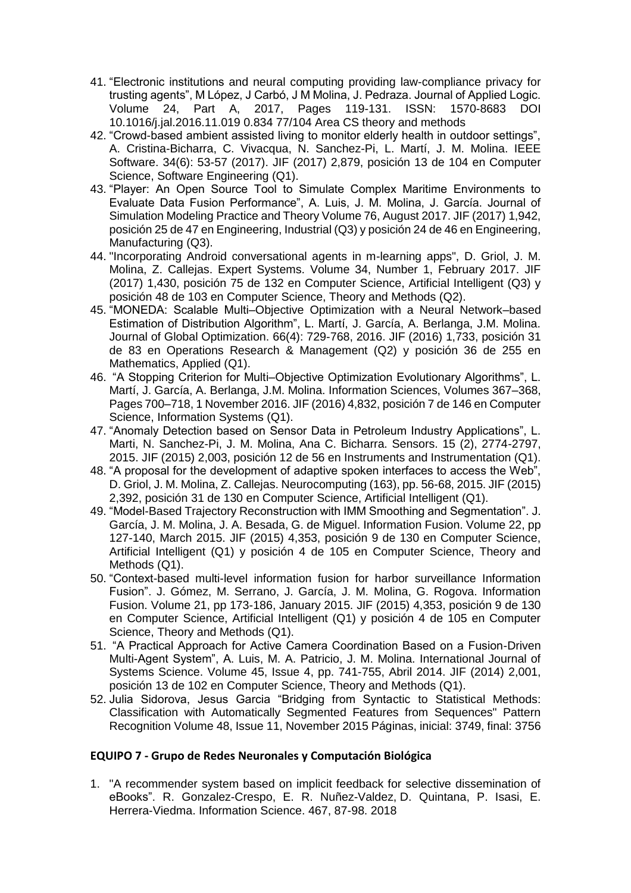41. "Electronic institutions and neural computing providing law-compliance privacy for trusting agents", M López, J Carbó, J M Molina, J. Pedraza. Journal of Applied Logic. Volume 24, Part A, 2017, Pages 119-131. ISSN: 1570-8683 DOI 10.1016/j.jal.2016.11.019 0.834 77/104 Area CS theory and methods
42. "Crowd-based ambient assisted living to monitor elderly health in outdoor settings", A. Cristina-Bicharra, C. Vivacqua, N. Sanchez-Pi, L. Martí, J. M. Molina. IEEE Software. 34(6): 53-57 (2017). JIF (2017) 2,879, posición 13 de 104 en Computer Science, Software Engineering (Q1).
43. "Player: An Open Source Tool to Simulate Complex Maritime Environments to Evaluate Data Fusion Performance", A. Luis, J. M. Molina, J. García. Journal of Simulation Modeling Practice and Theory Volume 76, August 2017. JIF (2017) 1,942, posición 25 de 47 en Engineering, Industrial (Q3) y posición 24 de 46 en Engineering, Manufacturing (Q3).
44. "Incorporating Android conversational agents in m-learning apps", D. Griol, J. M. Molina, Z. Callejas. Expert Systems. Volume 34, Number 1, February 2017. JIF (2017) 1,430, posición 75 de 132 en Computer Science, Artificial Intelligent (Q3) y posición 48 de 103 en Computer Science, Theory and Methods (Q2).
45. "MONEDA: Scalable Multi–Objective Optimization with a Neural Network–based Estimation of Distribution Algorithm", L. Martí, J. García, A. Berlanga, J.M. Molina. Journal of Global Optimization. 66(4): 729-768, 2016. JIF (2016) 1,733, posición 31 de 83 en Operations Research & Management (Q2) y posición 36 de 255 en Mathematics, Applied (Q1).
46. "A Stopping Criterion for Multi–Objective Optimization Evolutionary Algorithms", L. Martí, J. García, A. Berlanga, J.M. Molina. Information Sciences, Volumes 367–368, Pages 700–718, 1 November 2016. JIF (2016) 4,832, posición 7 de 146 en Computer Science, Information Systems (Q1).
47. "Anomaly Detection based on Sensor Data in Petroleum Industry Applications", L. Marti, N. Sanchez-Pi, J. M. Molina, Ana C. Bicharra. Sensors. 15 (2), 2774-2797, 2015. JIF (2015) 2,003, posición 12 de 56 en Instruments and Instrumentation (Q1).
48. "A proposal for the development of adaptive spoken interfaces to access the Web", D. Griol, J. M. Molina, Z. Callejas. Neurocomputing (163), pp. 56-68, 2015. JIF (2015) 2,392, posición 31 de 130 en Computer Science, Artificial Intelligent (Q1).
49. "Model-Based Trajectory Reconstruction with IMM Smoothing and Segmentation". J. García, J. M. Molina, J. A. Besada, G. de Miguel. Information Fusion. Volume 22, pp 127-140, March 2015. JIF (2015) 4,353, posición 9 de 130 en Computer Science, Artificial Intelligent (Q1) y posición 4 de 105 en Computer Science, Theory and Methods (Q1).
50. "Context-based multi-level information fusion for harbor surveillance Information Fusion". J. Gómez, M. Serrano, J. García, J. M. Molina, G. Rogova. Information Fusion. Volume 21, pp 173-186, January 2015. JIF (2015) 4,353, posición 9 de 130 en Computer Science, Artificial Intelligent (Q1) y posición 4 de 105 en Computer Science, Theory and Methods (Q1).
51. "A Practical Approach for Active Camera Coordination Based on a Fusion-Driven Multi-Agent System", A. Luis, M. A. Patricio, J. M. Molina. International Journal of Systems Science. Volume 45, Issue 4, pp. 741-755, Abril 2014. JIF (2014) 2,001, posición 13 de 102 en Computer Science, Theory and Methods (Q1).
52. Julia Sidorova, Jesus Garcia "Bridging from Syntactic to Statistical Methods: Classification with Automatically Segmented Features from Sequences" Pattern Recognition Volume 48, Issue 11, November 2015 Páginas, inicial: 3749, final: 3756

**EQUIPO 7 - Grupo de Redes Neuronales y Computación Biológica**

1. "A recommender system based on implicit feedback for selective dissemination of eBooks". R. Gonzalez-Crespo, E. R. Nuñez-Valdez, D. Quintana, P. Isasi, E. Herrera-Viedma. Information Science. 467, 87-98. 2018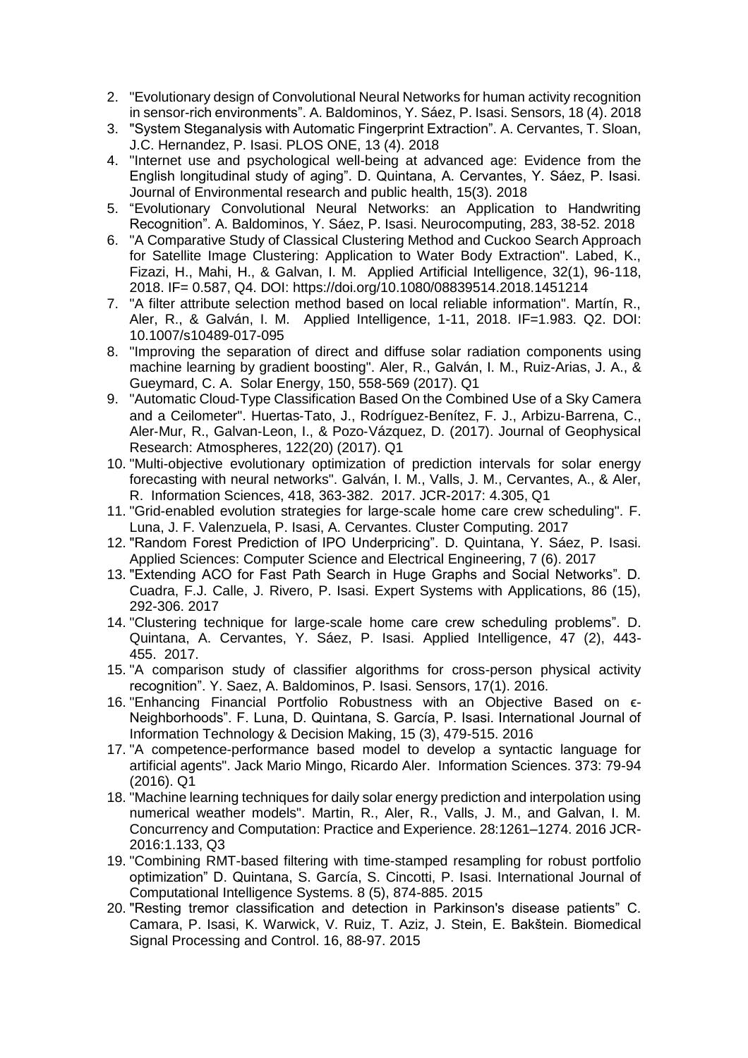2. "Evolutionary design of Convolutional Neural Networks for human activity recognition in sensor-rich environments". A. Baldominos, Y. Sáez, P. Isasi. Sensors, 18 (4). 2018
3. "System Steganalysis with Automatic Fingerprint Extraction". A. Cervantes, T. Sloan, J.C. Hernandez, P. Isasi. PLOS ONE, 13 (4). 2018
4. "Internet use and psychological well-being at advanced age: Evidence from the English longitudinal study of aging". D. Quintana, A. Cervantes, Y. Sáez, P. Isasi. Journal of Environmental research and public health, 15(3). 2018
5. "Evolutionary Convolutional Neural Networks: an Application to Handwriting Recognition". A. Baldominos, Y. Sáez, P. Isasi. Neurocomputing, 283, 38-52. 2018
6. "A Comparative Study of Classical Clustering Method and Cuckoo Search Approach for Satellite Image Clustering: Application to Water Body Extraction". Labed, K., Fizazi, H., Mahi, H., & Galvan, I. M. Applied Artificial Intelligence, 32(1), 96-118, 2018. IF= 0.587, Q4. DOI: https://doi.org/10.1080/08839514.2018.1451214
7. "A filter attribute selection method based on local reliable information". Martín, R., Aler, R., & Galván, I. M. Applied Intelligence, 1-11, 2018. IF=1.983. Q2. DOI: 10.1007/s10489-017-095
8. "Improving the separation of direct and diffuse solar radiation components using machine learning by gradient boosting". Aler, R., Galván, I. M., Ruiz-Arias, J. A., & Gueymard, C. A. Solar Energy, 150, 558-569 (2017). Q1
9. "Automatic Cloud-Type Classification Based On the Combined Use of a Sky Camera and a Ceilometer". Huertas-Tato, J., Rodríguez-Benítez, F. J., Arbizu-Barrena, C., Aler-Mur, R., Galvan-Leon, I., & Pozo-Vázquez, D. (2017). Journal of Geophysical Research: Atmospheres, 122(20) (2017). Q1
10. "Multi-objective evolutionary optimization of prediction intervals for solar energy forecasting with neural networks". Galván, I. M., Valls, J. M., Cervantes, A., & Aler, R. Information Sciences, 418, 363-382. 2017. JCR-2017: 4.305, Q1
11. "Grid-enabled evolution strategies for large-scale home care crew scheduling". F. Luna, J. F. Valenzuela, P. Isasi, A. Cervantes. Cluster Computing. 2017
12. "Random Forest Prediction of IPO Underpricing". D. Quintana, Y. Sáez, P. Isasi. Applied Sciences: Computer Science and Electrical Engineering, 7 (6). 2017
13. "Extending ACO for Fast Path Search in Huge Graphs and Social Networks". D. Cuadra, F.J. Calle, J. Rivero, P. Isasi. Expert Systems with Applications, 86 (15), 292-306. 2017
14. "Clustering technique for large-scale home care crew scheduling problems". D. Quintana, A. Cervantes, Y. Sáez, P. Isasi. Applied Intelligence, 47 (2), 443-455. 2017.
15. "A comparison study of classifier algorithms for cross-person physical activity recognition". Y. Saez, A. Baldominos, P. Isasi. Sensors, 17(1). 2016.
16. "Enhancing Financial Portfolio Robustness with an Objective Based on ϵ-Neighborhoods". F. Luna, D. Quintana, S. García, P. Isasi. International Journal of Information Technology & Decision Making, 15 (3), 479-515. 2016
17. "A competence-performance based model to develop a syntactic language for artificial agents". Jack Mario Mingo, Ricardo Aler. Information Sciences. 373: 79-94 (2016). Q1
18. "Machine learning techniques for daily solar energy prediction and interpolation using numerical weather models". Martin, R., Aler, R., Valls, J. M., and Galvan, I. M. Concurrency and Computation: Practice and Experience. 28:1261–1274. 2016 JCR-2016:1.133, Q3
19. "Combining RMT-based filtering with time-stamped resampling for robust portfolio optimization" D. Quintana, S. García, S. Cincotti, P. Isasi. International Journal of Computational Intelligence Systems. 8 (5), 874-885. 2015
20. "Resting tremor classification and detection in Parkinson's disease patients" C. Camara, P. Isasi, K. Warwick, V. Ruiz, T. Aziz, J. Stein, E. Bakštein. Biomedical Signal Processing and Control. 16, 88-97. 2015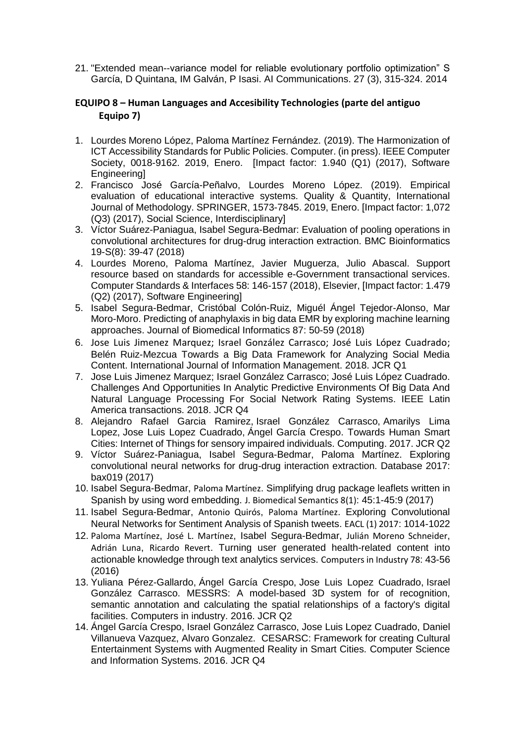21. "Extended mean--variance model for reliable evolutionary portfolio optimization" S García, D Quintana, IM Galván, P Isasi. AI Communications. 27 (3), 315-324. 2014

**EQUIPO 8 – Human Languages and Accesibility Technologies (parte del antiguo Equipo 7)**

1. Lourdes Moreno López, Paloma Martínez Fernández. (2019). The Harmonization of ICT Accessibility Standards for Public Policies. Computer. (in press). IEEE Computer Society, 0018-9162. 2019, Enero. [Impact factor: 1.940 (Q1) (2017), Software Engineering]
2. Francisco José García-Peñalvo, Lourdes Moreno López. (2019). Empirical evaluation of educational interactive systems. Quality & Quantity, International Journal of Methodology. SPRINGER, 1573-7845. 2019, Enero. [Impact factor: 1,072 (Q3) (2017), Social Science, Interdisciplinary]
3. Víctor Suárez-Paniagua, Isabel Segura-Bedmar: Evaluation of pooling operations in convolutional architectures for drug-drug interaction extraction. BMC Bioinformatics 19-S(8): 39-47 (2018)
4. Lourdes Moreno, Paloma Martínez, Javier Muguerza, Julio Abascal. Support resource based on standards for accessible e-Government transactional services. Computer Standards & Interfaces 58: 146-157 (2018), Elsevier, [Impact factor: 1.479 (Q2) (2017), Software Engineering]
5. Isabel Segura-Bedmar, Cristóbal Colón-Ruiz, Miguél Ángel Tejedor-Alonso, Mar Moro-Moro. Predicting of anaphylaxis in big data EMR by exploring machine learning approaches. Journal of Biomedical Informatics 87: 50-59 (2018)
6. Jose Luis Jimenez Marquez; Israel González Carrasco; José Luis López Cuadrado; Belén Ruiz-Mezcua Towards a Big Data Framework for Analyzing Social Media Content. International Journal of Information Management. 2018. JCR Q1
7. Jose Luis Jimenez Marquez; Israel González Carrasco; José Luis López Cuadrado. Challenges And Opportunities In Analytic Predictive Environments Of Big Data And Natural Language Processing For Social Network Rating Systems. IEEE Latin America transactions. 2018. JCR Q4
8. Alejandro Rafael Garcia Ramirez, Israel González Carrasco, Amarilys Lima Lopez, Jose Luis Lopez Cuadrado, Ángel García Crespo. Towards Human Smart Cities: Internet of Things for sensory impaired individuals. Computing. 2017. JCR Q2
9. Víctor Suárez-Paniagua, Isabel Segura-Bedmar, Paloma Martínez. Exploring convolutional neural networks for drug-drug interaction extraction. Database 2017: bax019 (2017)
10. Isabel Segura-Bedmar, Paloma Martínez. Simplifying drug package leaflets written in Spanish by using word embedding. J. Biomedical Semantics 8(1): 45:1-45:9 (2017)
11. Isabel Segura-Bedmar, Antonio Quirós, Paloma Martínez. Exploring Convolutional Neural Networks for Sentiment Analysis of Spanish tweets. EACL (1) 2017: 1014-1022
12. Paloma Martínez, José L. Martínez, Isabel Segura-Bedmar, Julián Moreno Schneider, Adrián Luna, Ricardo Revert. Turning user generated health-related content into actionable knowledge through text analytics services. Computers in Industry 78: 43-56 (2016)
13. Yuliana Pérez-Gallardo, Ángel García Crespo, Jose Luis Lopez Cuadrado, Israel González Carrasco. MESSRS: A model-based 3D system for of recognition, semantic annotation and calculating the spatial relationships of a factory's digital facilities. Computers in industry. 2016. JCR Q2
14. Ángel García Crespo, Israel González Carrasco, Jose Luis Lopez Cuadrado, Daniel Villanueva Vazquez, Alvaro Gonzalez. CESARSC: Framework for creating Cultural Entertainment Systems with Augmented Reality in Smart Cities. Computer Science and Information Systems. 2016. JCR Q4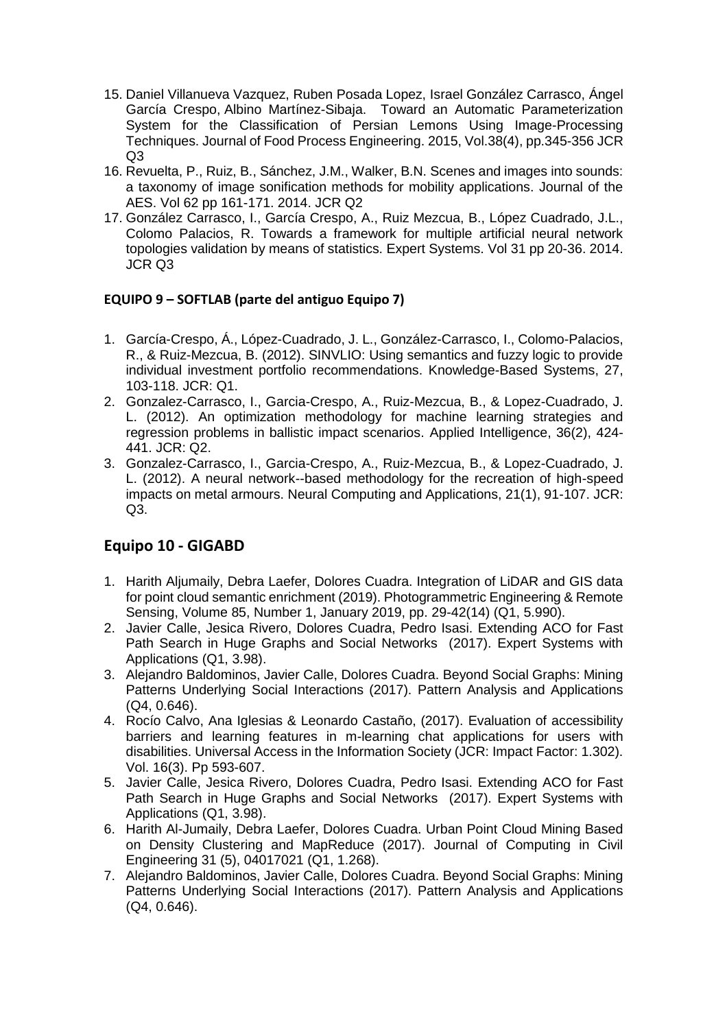15. Daniel Villanueva Vazquez, Ruben Posada Lopez, Israel González Carrasco, Ángel García Crespo, Albino Martínez-Sibaja. Toward an Automatic Parameterization System for the Classification of Persian Lemons Using Image-Processing Techniques. Journal of Food Process Engineering. 2015, Vol.38(4), pp.345-356 JCR Q3
16. Revuelta, P., Ruiz, B., Sánchez, J.M., Walker, B.N. Scenes and images into sounds: a taxonomy of image sonification methods for mobility applications. Journal of the AES. Vol 62 pp 161-171. 2014. JCR Q2
17. González Carrasco, I., García Crespo, A., Ruiz Mezcua, B., López Cuadrado, J.L., Colomo Palacios, R. Towards a framework for multiple artificial neural network topologies validation by means of statistics. Expert Systems. Vol 31 pp 20-36. 2014. JCR Q3

**EQUIPO 9 – SOFTLAB (parte del antiguo Equipo 7)**

1. García-Crespo, Á., López-Cuadrado, J. L., González-Carrasco, I., Colomo-Palacios, R., & Ruiz-Mezcua, B. (2012). SINVLIO: Using semantics and fuzzy logic to provide individual investment portfolio recommendations. Knowledge-Based Systems, 27, 103-118. JCR: Q1.
2. Gonzalez-Carrasco, I., Garcia-Crespo, A., Ruiz-Mezcua, B., & Lopez-Cuadrado, J. L. (2012). An optimization methodology for machine learning strategies and regression problems in ballistic impact scenarios. Applied Intelligence, 36(2), 424-441. JCR: Q2.
3. Gonzalez-Carrasco, I., Garcia-Crespo, A., Ruiz-Mezcua, B., & Lopez-Cuadrado, J. L. (2012). A neural network--based methodology for the recreation of high-speed impacts on metal armours. Neural Computing and Applications, 21(1), 91-107. JCR: Q3.

## Equipo 10 - GIGABD

1. Harith Aljumaily, Debra Laefer, Dolores Cuadra. Integration of LiDAR and GIS data for point cloud semantic enrichment (2019). Photogrammetric Engineering & Remote Sensing, Volume 85, Number 1, January 2019, pp. 29-42(14) (Q1, 5.990).
2. Javier Calle, Jesica Rivero, Dolores Cuadra, Pedro Isasi. Extending ACO for Fast Path Search in Huge Graphs and Social Networks (2017). Expert Systems with Applications (Q1, 3.98).
3. Alejandro Baldominos, Javier Calle, Dolores Cuadra. Beyond Social Graphs: Mining Patterns Underlying Social Interactions (2017). Pattern Analysis and Applications (Q4, 0.646).
4. Rocío Calvo, Ana Iglesias & Leonardo Castaño, (2017). Evaluation of accessibility barriers and learning features in m-learning chat applications for users with disabilities. Universal Access in the Information Society (JCR: Impact Factor: 1.302). Vol. 16(3). Pp 593-607.
5. Javier Calle, Jesica Rivero, Dolores Cuadra, Pedro Isasi. Extending ACO for Fast Path Search in Huge Graphs and Social Networks (2017). Expert Systems with Applications (Q1, 3.98).
6. Harith Al-Jumaily, Debra Laefer, Dolores Cuadra. Urban Point Cloud Mining Based on Density Clustering and MapReduce (2017). Journal of Computing in Civil Engineering 31 (5), 04017021 (Q1, 1.268).
7. Alejandro Baldominos, Javier Calle, Dolores Cuadra. Beyond Social Graphs: Mining Patterns Underlying Social Interactions (2017). Pattern Analysis and Applications (Q4, 0.646).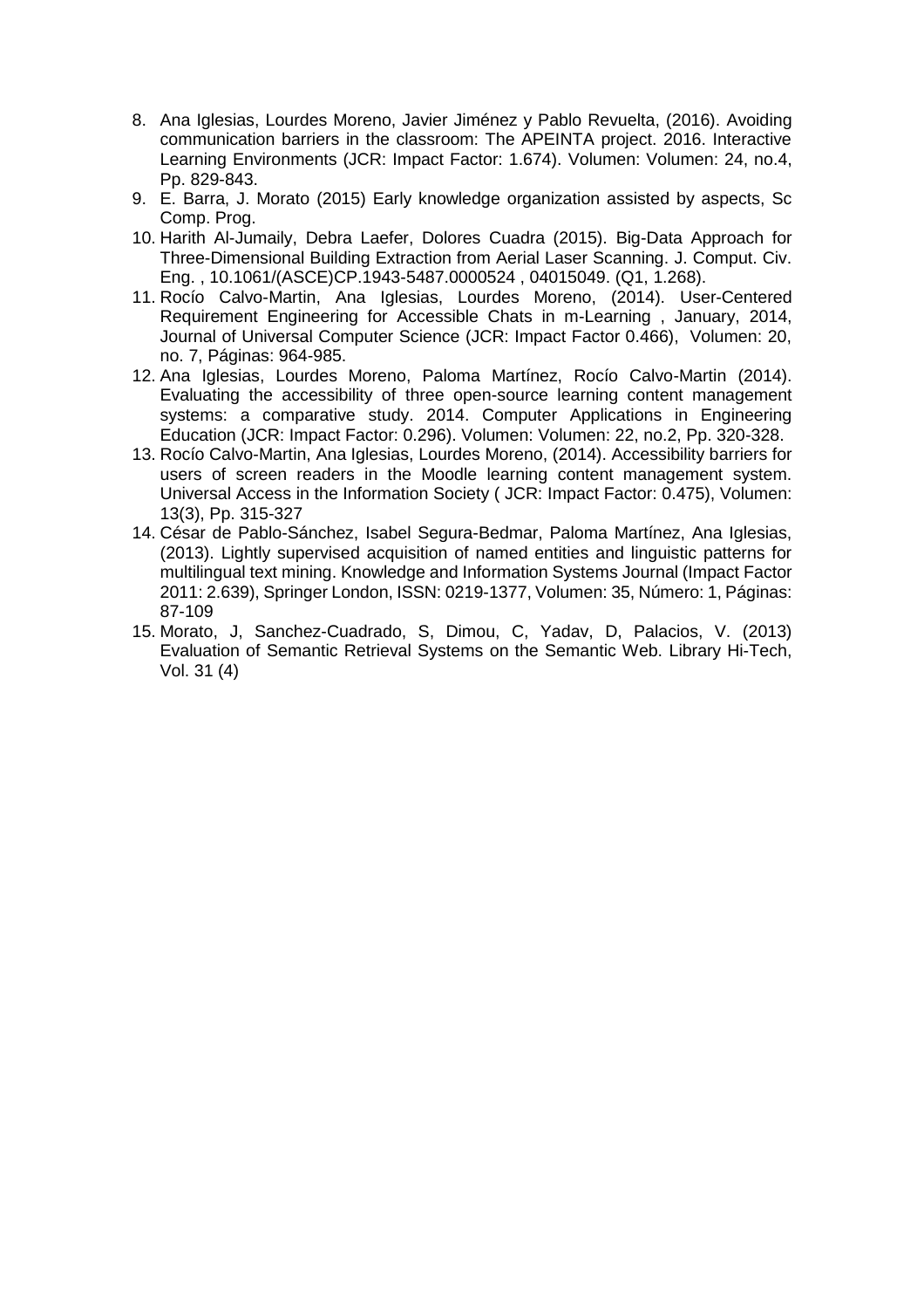8. Ana Iglesias, Lourdes Moreno, Javier Jiménez y Pablo Revuelta, (2016). Avoiding communication barriers in the classroom: The APEINTA project. 2016. Interactive Learning Environments (JCR: Impact Factor: 1.674). Volumen: Volumen: 24, no.4, Pp. 829-843.
9. E. Barra, J. Morato (2015) Early knowledge organization assisted by aspects, Sc Comp. Prog.
10. Harith Al-Jumaily, Debra Laefer, Dolores Cuadra (2015). Big-Data Approach for Three-Dimensional Building Extraction from Aerial Laser Scanning. J. Comput. Civ. Eng. , 10.1061/(ASCE)CP.1943-5487.0000524 , 04015049. (Q1, 1.268).
11. Rocío Calvo-Martin, Ana Iglesias, Lourdes Moreno, (2014). User-Centered Requirement Engineering for Accessible Chats in m-Learning , January, 2014, Journal of Universal Computer Science (JCR: Impact Factor 0.466), Volumen: 20, no. 7, Páginas: 964-985.
12. Ana Iglesias, Lourdes Moreno, Paloma Martínez, Rocío Calvo-Martin (2014). Evaluating the accessibility of three open-source learning content management systems: a comparative study. 2014. Computer Applications in Engineering Education (JCR: Impact Factor: 0.296). Volumen: Volumen: 22, no.2, Pp. 320-328.
13. Rocío Calvo-Martin, Ana Iglesias, Lourdes Moreno, (2014). Accessibility barriers for users of screen readers in the Moodle learning content management system. Universal Access in the Information Society ( JCR: Impact Factor: 0.475), Volumen: 13(3), Pp. 315-327
14. César de Pablo-Sánchez, Isabel Segura-Bedmar, Paloma Martínez, Ana Iglesias, (2013). Lightly supervised acquisition of named entities and linguistic patterns for multilingual text mining. Knowledge and Information Systems Journal (Impact Factor 2011: 2.639), Springer London, ISSN: 0219-1377, Volumen: 35, Número: 1, Páginas: 87-109
15. Morato, J, Sanchez-Cuadrado, S, Dimou, C, Yadav, D, Palacios, V. (2013) Evaluation of Semantic Retrieval Systems on the Semantic Web. Library Hi-Tech, Vol. 31 (4)